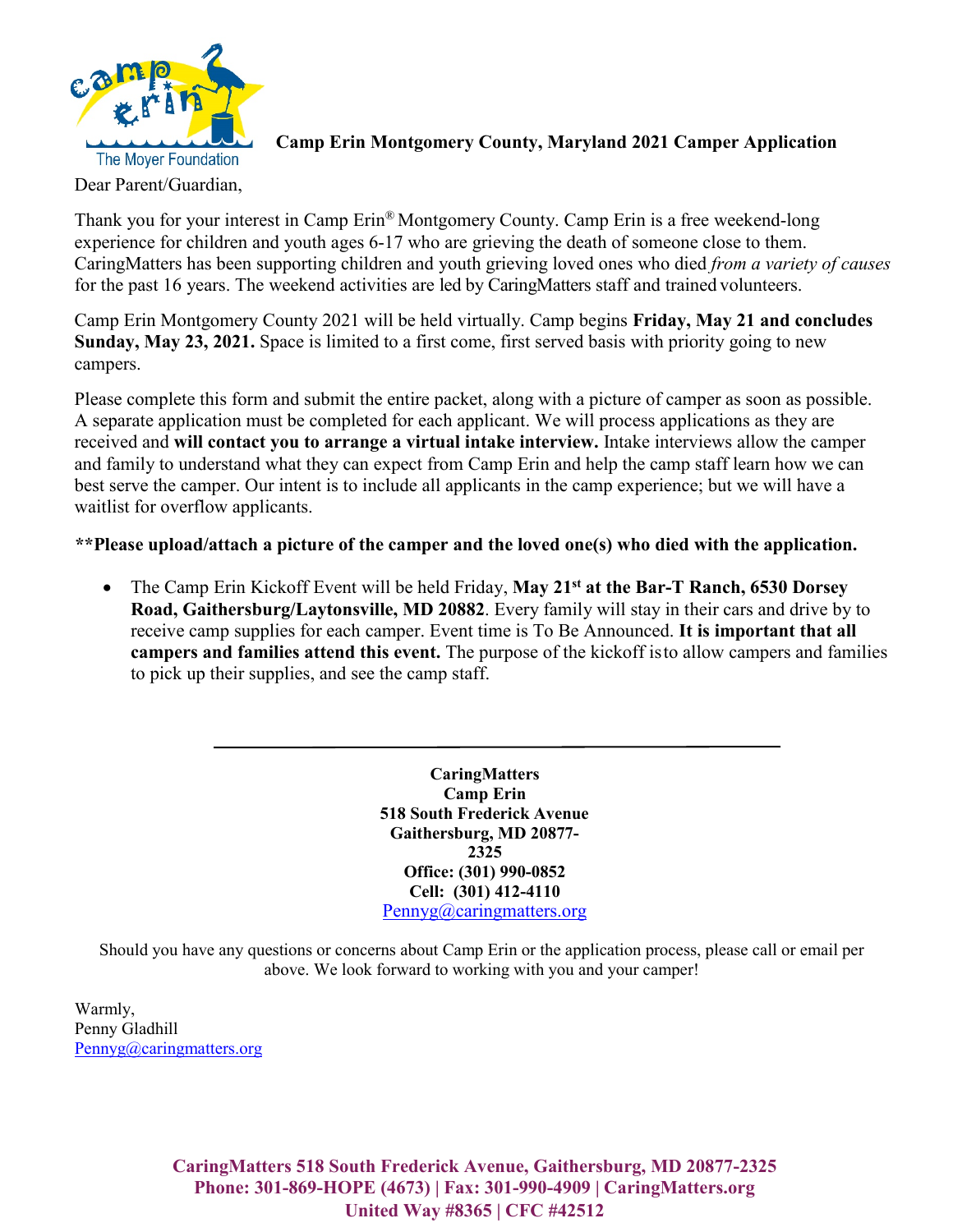**Camp Erin Montgomery County, Maryland 2021 Camper Application**

Dear Parent/Guardian,

Thank you for your interest in Camp Erin® Montgomery County. Camp Erin is a free weekend-long experience for children and youth ages 6-17 who are grieving the death of someone close to them. CaringMatters has been supporting children and youth grieving loved ones who died *from a variety of causes* for the past 16 years. The weekend activities are led by CaringMatters staff and trained volunteers.

Camp Erin Montgomery County 2021 will be held virtually. Camp begins **Friday, May 21 and concludes Sunday, May 23, 2021.** Space is limited to a first come, first served basis with priority going to new campers.

Please complete this form and submit the entire packet, along with a picture of camper as soon as possible. A separate application must be completed for each applicant. We will process applications as they are received and **will contact you to arrange a virtual intake interview.** Intake interviews allow the camper and family to understand what they can expect from Camp Erin and help the camp staff learn how we can best serve the camper. Our intent is to include all applicants in the camp experience; but we will have a waitlist for overflow applicants.

**\*\*Please upload/attach a picture of the camper and the loved one(s) who died with the application.**

- The Camp Erin Kickoff Event will be held Friday, **May 21st at the Bar-T Ranch, 6530 Dorsey Road, Gaithersburg/Laytonsville, MD 20882**. Every family will stay in their cars and drive by to receive camp supplies for each camper. Event time is To Be Announced. **It is important that all campers and families attend this event.** The purpose of the kickoff is to allow campers and families to pick up their supplies, and see the camp staff.

---

**CaringMatters**
**Camp Erin**
**518 South Frederick Avenue**
**Gaithersburg, MD 20877-2325**
**Office: (301) 990-0852**
**Cell: (301) 412-4110**
Pennyg@caringmatters.org

Should you have any questions or concerns about Camp Erin or the application process, please call or email per above. We look forward to working with you and your camper!

Warmly,
Penny Gladhill
Pennyg@caringmatters.org

**CaringMatters 518 South Frederick Avenue, Gaithersburg, MD 20877-2325**
**Phone: 301-869-HOPE (4673) | Fax: 301-990-4909 | CaringMatters.org**
**United Way #8365 | CFC #42512**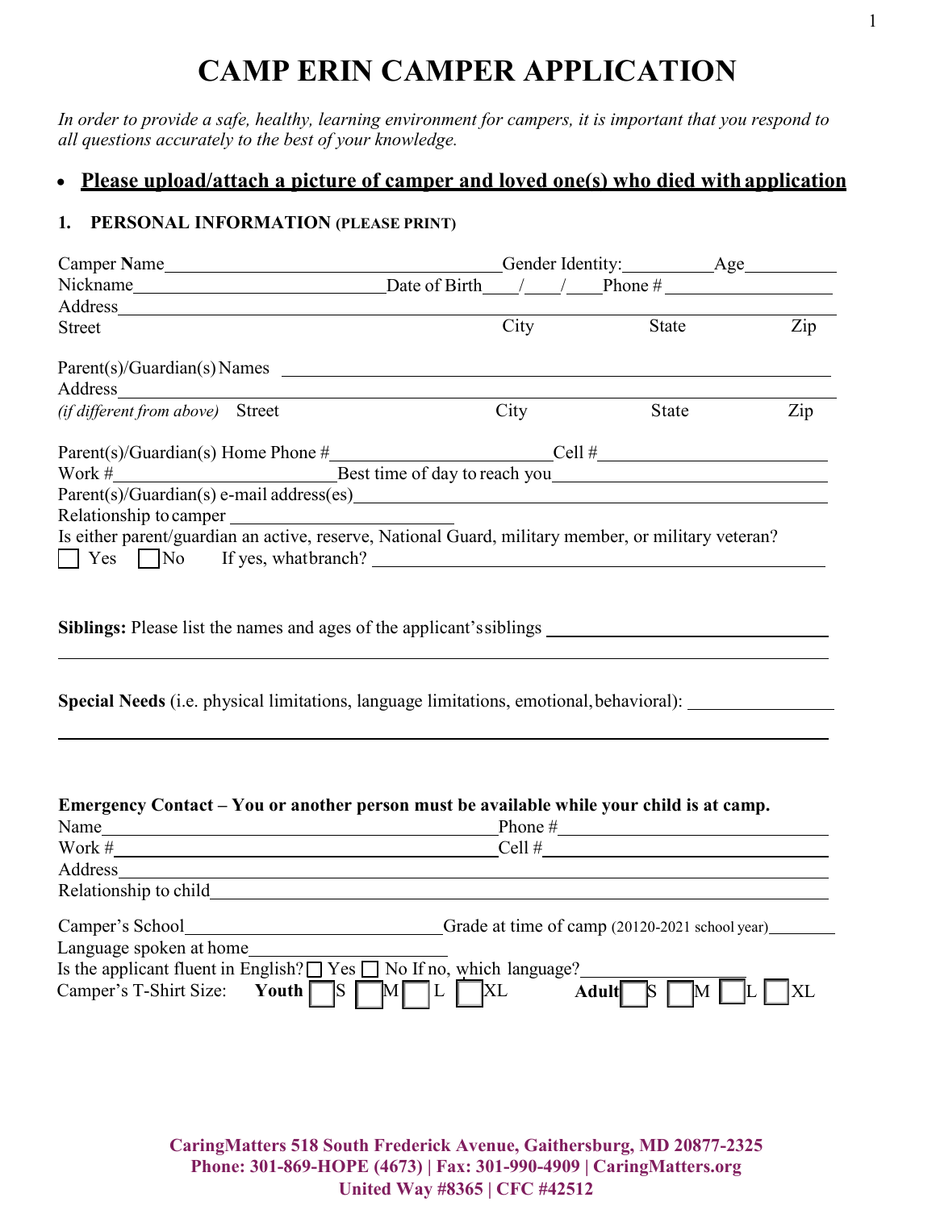# CAMP ERIN CAMPER APPLICATION

*In order to provide a safe, healthy, learning environment for campers, it is important that you respond to all questions accurately to the best of your knowledge.*

- **Please upload/attach a picture of camper and loved one(s) who died with application**

## 1. PERSONAL INFORMATION (PLEASE PRINT)

Camper Name________________________________ Gender Identity:__________ Age__________

Nickname__________________________ Date of Birth____/____/____ Phone # ________________

Address_____________________________________________________________________

Street City State Zip

Parent(s)/Guardian(s) Names ___________________________________________________

Address_____________________________________________________________________

*(if different from above)* Street City State Zip

Parent(s)/Guardian(s) Home Phone #______________________ Cell #______________________

Work #______________________ Best time of day to reach you______________________________

Parent(s)/Guardian(s) e-mail address(es)______________________________________________

Relationship to camper ______________________

Is either parent/guardian an active, reserve, National Guard, military member, or military veteran?

☐ Yes ☐ No If yes, what branch? ______________________________________________

**Siblings:** Please list the names and ages of the applicant's siblings ______________________________

_____________________________________________________________________________

**Special Needs** (i.e. physical limitations, language limitations, emotional, behavioral): ______________

_____________________________________________________________________________

**Emergency Contact – You or another person must be available while your child is at camp.**

Name__________________________________________ Phone #__________________________

Work #__________________________________________ Cell #__________________________

Address_____________________________________________________________________

Relationship to child_________________________________________________________

Camper's School__________________________ Grade at time of camp (20120-2021 school year)________

Language spoken at home______________________

Is the applicant fluent in English? ☐ Yes ☐ No If no, which language?________________

Camper's T-Shirt Size: **Youth** ☐ S ☐ M ☐ L ☐ XL **Adult** ☐ S ☐ M ☐ L ☐ XL

CaringMatters 518 South Frederick Avenue, Gaithersburg, MD 20877-2325
Phone: 301-869-HOPE (4673) | Fax: 301-990-4909 | CaringMatters.org
United Way #8365 | CFC #42512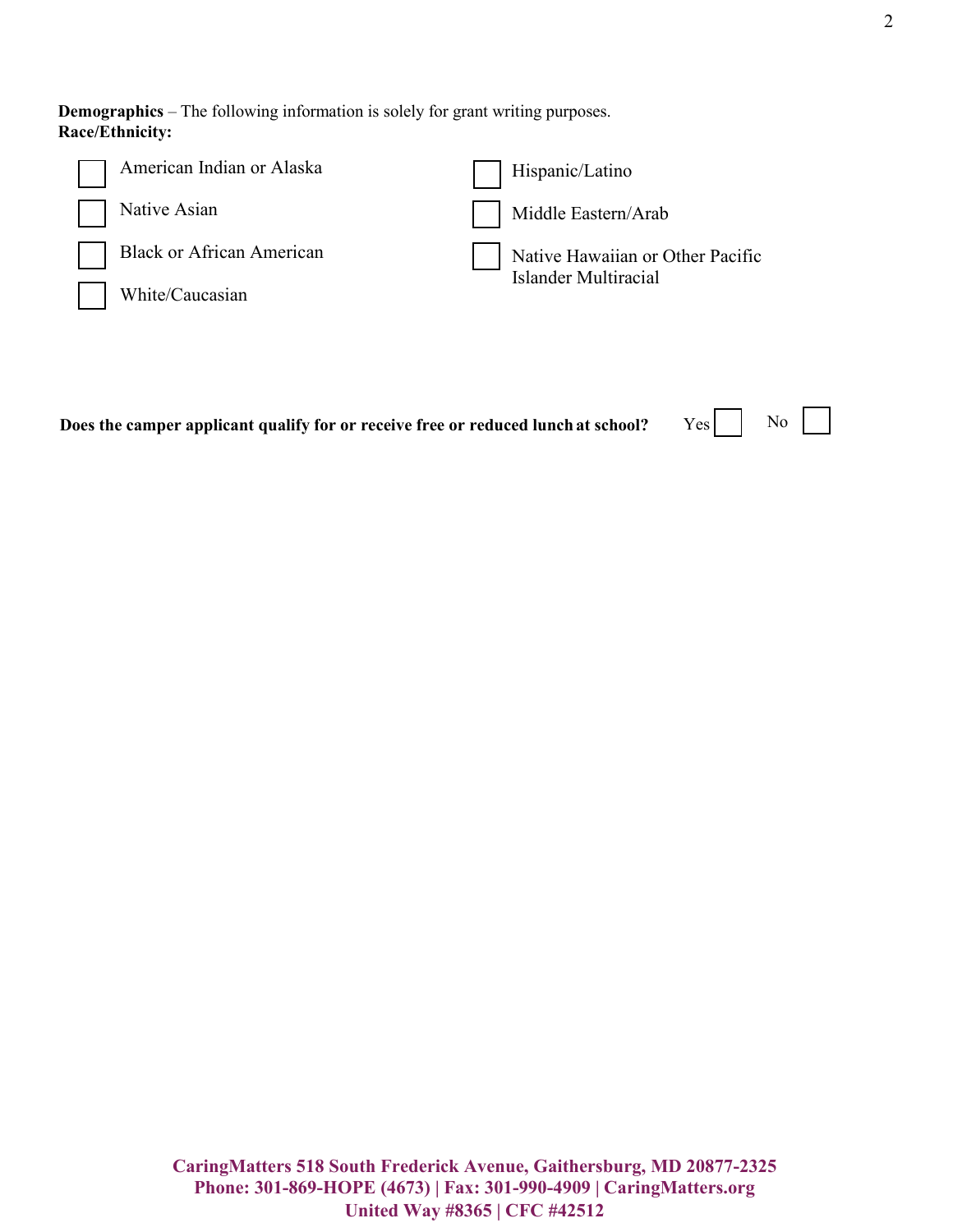**Demographics** – The following information is solely for grant writing purposes.
**Race/Ethnicity:**

- ☐ American Indian or Alaska
- ☐ Native Asian
- ☐ Black or African American
- ☐ White/Caucasian
- ☐ Hispanic/Latino
- ☐ Middle Eastern/Arab
- ☐ Native Hawaiian or Other Pacific Islander Multiracial

**Does the camper applicant qualify for or receive free or reduced lunch at school?** Yes ☐ No ☐

**CaringMatters 518 South Frederick Avenue, Gaithersburg, MD 20877-2325**
**Phone: 301-869-HOPE (4673) | Fax: 301-990-4909 | CaringMatters.org**
**United Way #8365 | CFC #42512**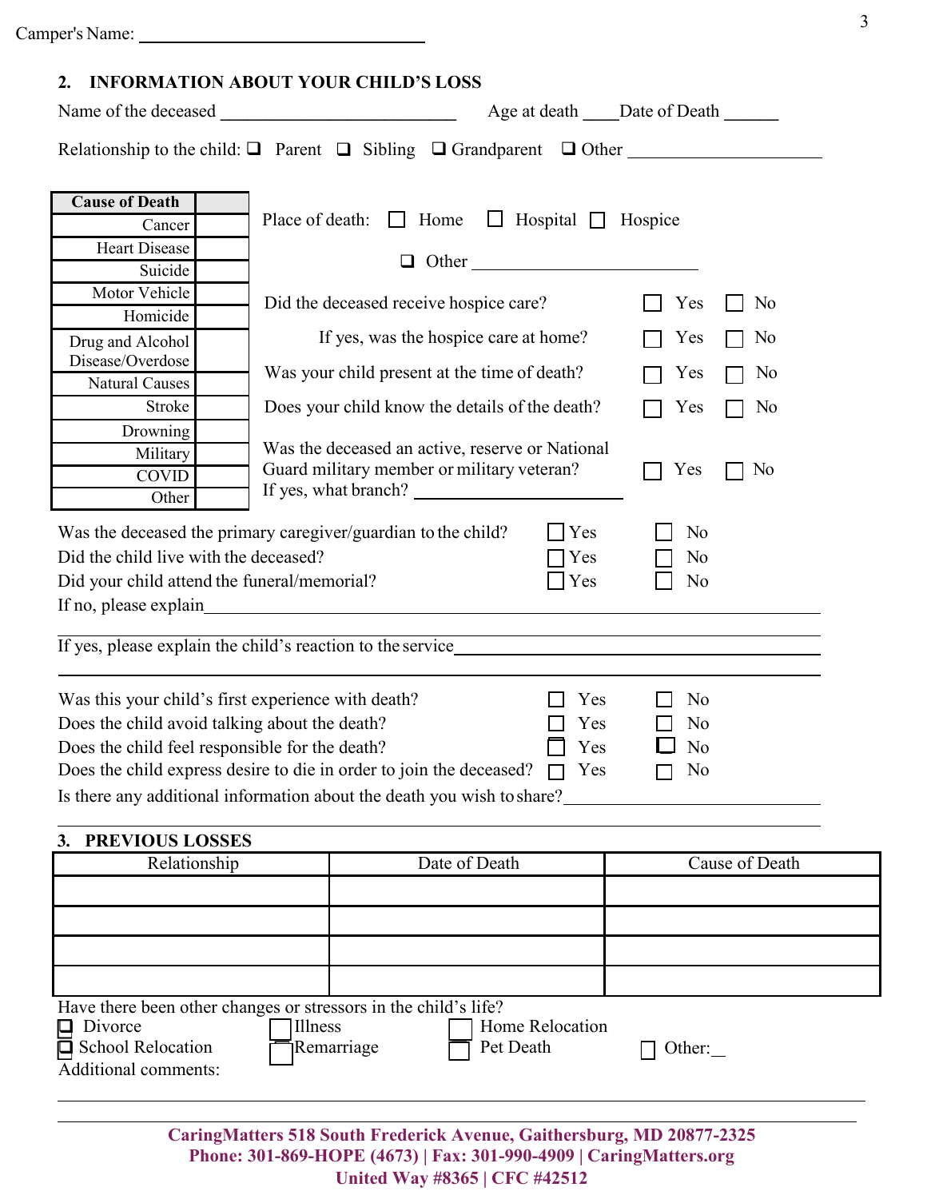Camper's Name: ______________________________

## 2. INFORMATION ABOUT YOUR CHILD'S LOSS

Name of the deceased ___________________________ Age at death ____ Date of Death ______

Relationship to the child: ☐ Parent ☐ Sibling ☐ Grandparent ☐ Other ____________________

| Cause of Death | |
|---|---|
| Cancer | |
| Heart Disease | |
| Suicide | |
| Motor Vehicle | |
| Homicide | |
| Drug and Alcohol Disease/Overdose | |
| Natural Causes | |
| Stroke | |
| Drowning | |
| Military | |
| COVID | |
| Other | |

Place of death: ☐ Home ☐ Hospital ☐ Hospice

☐ Other ________________________

Did the deceased receive hospice care? ☐ Yes ☐ No

If yes, was the hospice care at home? ☐ Yes ☐ No

Was your child present at the time of death? ☐ Yes ☐ No

Does your child know the details of the death? ☐ Yes ☐ No

Was the deceased an active, reserve or National Guard military member or military veteran? ☐ Yes ☐ No

If yes, what branch? ____________________

Was the deceased the primary caregiver/guardian to the child? ☐ Yes ☐ No

Did the child live with the deceased? ☐ Yes ☐ No

Did your child attend the funeral/memorial? ☐ Yes ☐ No

If no, please explain________________________________________________________________

If yes, please explain the child's reaction to the service___________________________________

Was this your child's first experience with death? ☐ Yes ☐ No

Does the child avoid talking about the death? ☐ Yes ☐ No

Does the child feel responsible for the death? ☐ Yes ☐ No

Does the child express desire to die in order to join the deceased? ☐ Yes ☐ No

Is there any additional information about the death you wish to share?______________________

## 3. PREVIOUS LOSSES

| Relationship | Date of Death | Cause of Death |
|---|---|---|
| | | |
| | | |
| | | |
| | | |

Have there been other changes or stressors in the child's life?

☐ Divorce ☐ Illness ☐ Home Relocation

☐ School Relocation ☐ Remarriage ☐ Pet Death ☐ Other:__

Additional comments:

**CaringMatters 518 South Frederick Avenue, Gaithersburg, MD 20877-2325**
**Phone: 301-869-HOPE (4673) | Fax: 301-990-4909 | CaringMatters.org**
**United Way #8365 | CFC #42512**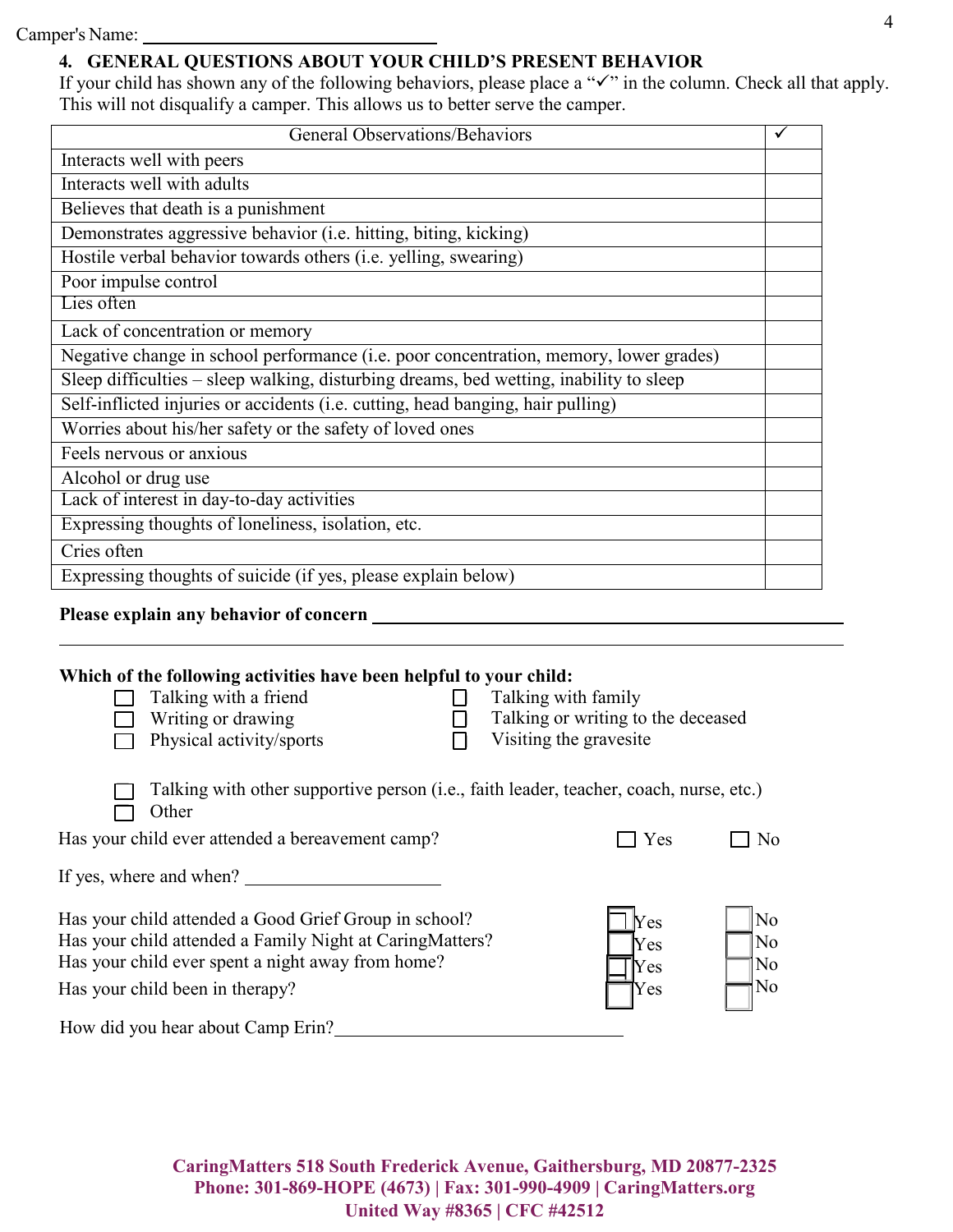Camper's Name: ______________________________

## 4. GENERAL QUESTIONS ABOUT YOUR CHILD'S PRESENT BEHAVIOR

If your child has shown any of the following behaviors, please place a "✓" in the column. Check all that apply. This will not disqualify a camper. This allows us to better serve the camper.

| General Observations/Behaviors | ✓ |
|---|---|
| Interacts well with peers | |
| Interacts well with adults | |
| Believes that death is a punishment | |
| Demonstrates aggressive behavior (i.e. hitting, biting, kicking) | |
| Hostile verbal behavior towards others (i.e. yelling, swearing) | |
| Poor impulse control | |
| Lies often | |
| Lack of concentration or memory | |
| Negative change in school performance (i.e. poor concentration, memory, lower grades) | |
| Sleep difficulties – sleep walking, disturbing dreams, bed wetting, inability to sleep | |
| Self-inflicted injuries or accidents (i.e. cutting, head banging, hair pulling) | |
| Worries about his/her safety or the safety of loved ones | |
| Feels nervous or anxious | |
| Alcohol or drug use | |
| Lack of interest in day-to-day activities | |
| Expressing thoughts of loneliness, isolation, etc. | |
| Cries often | |
| Expressing thoughts of suicide (if yes, please explain below) | |

**Please explain any behavior of concern** ______________________________________________

______________________________________________________________________

**Which of the following activities have been helpful to your child:**

- ☐ Talking with a friend
- ☐ Writing or drawing
- ☐ Physical activity/sports
- ☐ Talking with family
- ☐ Talking or writing to the deceased
- ☐ Visiting the gravesite
- ☐ Talking with other supportive person (i.e., faith leader, teacher, coach, nurse, etc.)
- ☐ Other

Has your child ever attended a bereavement camp? ☐ Yes ☐ No

If yes, where and when? ____________________

Has your child attended a Good Grief Group in school? ☐ Yes ☐ No

Has your child attended a Family Night at CaringMatters? ☐ Yes ☐ No

Has your child ever spent a night away from home? ☐ Yes ☐ No

Has your child been in therapy? ☐ Yes ☐ No

How did you hear about Camp Erin? ______________________________

**CaringMatters 518 South Frederick Avenue, Gaithersburg, MD 20877-2325**
**Phone: 301-869-HOPE (4673) | Fax: 301-990-4909 | CaringMatters.org**
**United Way #8365 | CFC #42512**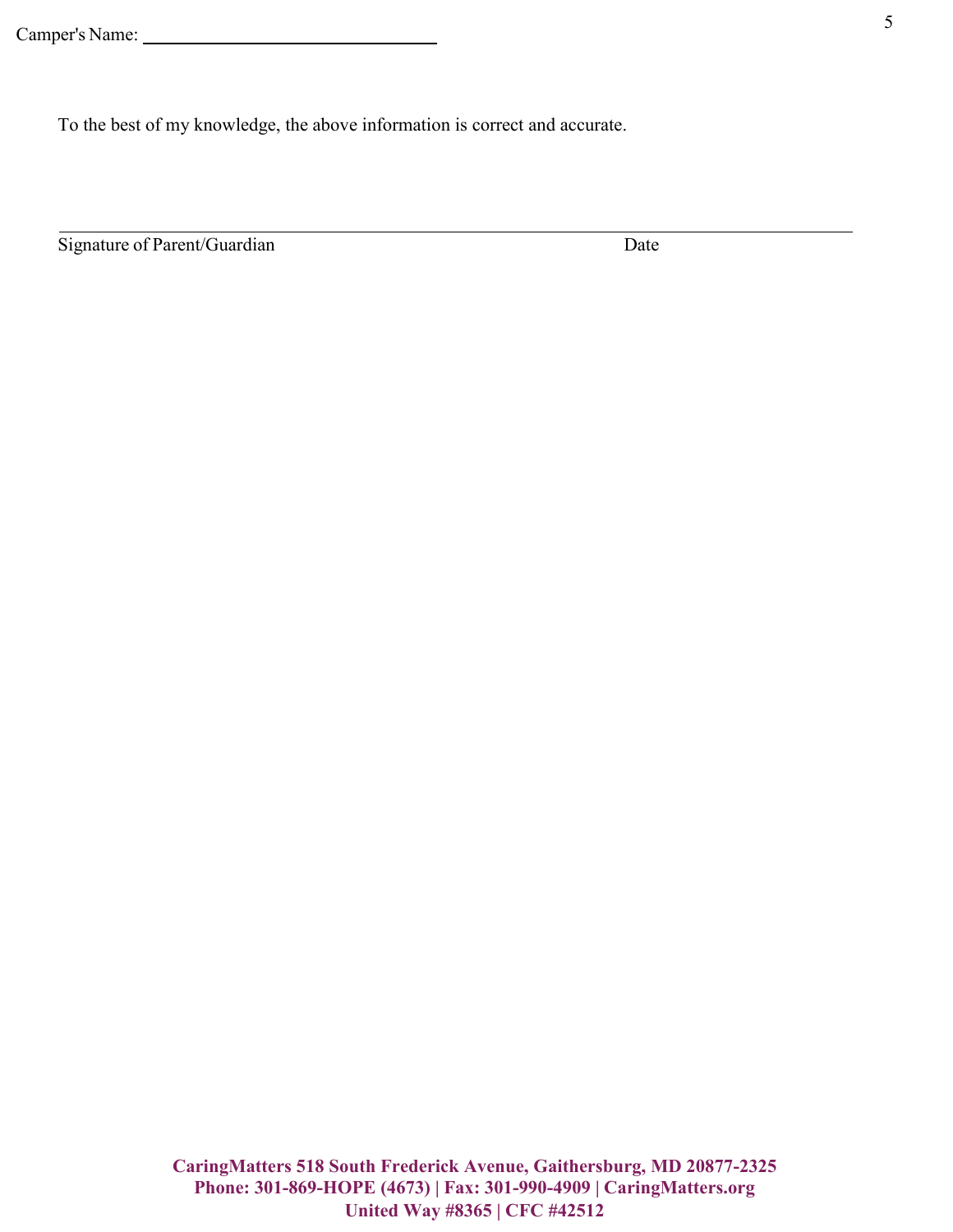Camper's Name: ______________________________

To the best of my knowledge, the above information is correct and accurate.

_____________________________________________________________________________

Signature of Parent/Guardian                                                                                    Date

**CaringMatters 518 South Frederick Avenue, Gaithersburg, MD 20877-2325**
**Phone: 301-869-HOPE (4673) | Fax: 301-990-4909 | CaringMatters.org**
**United Way #8365 | CFC #42512**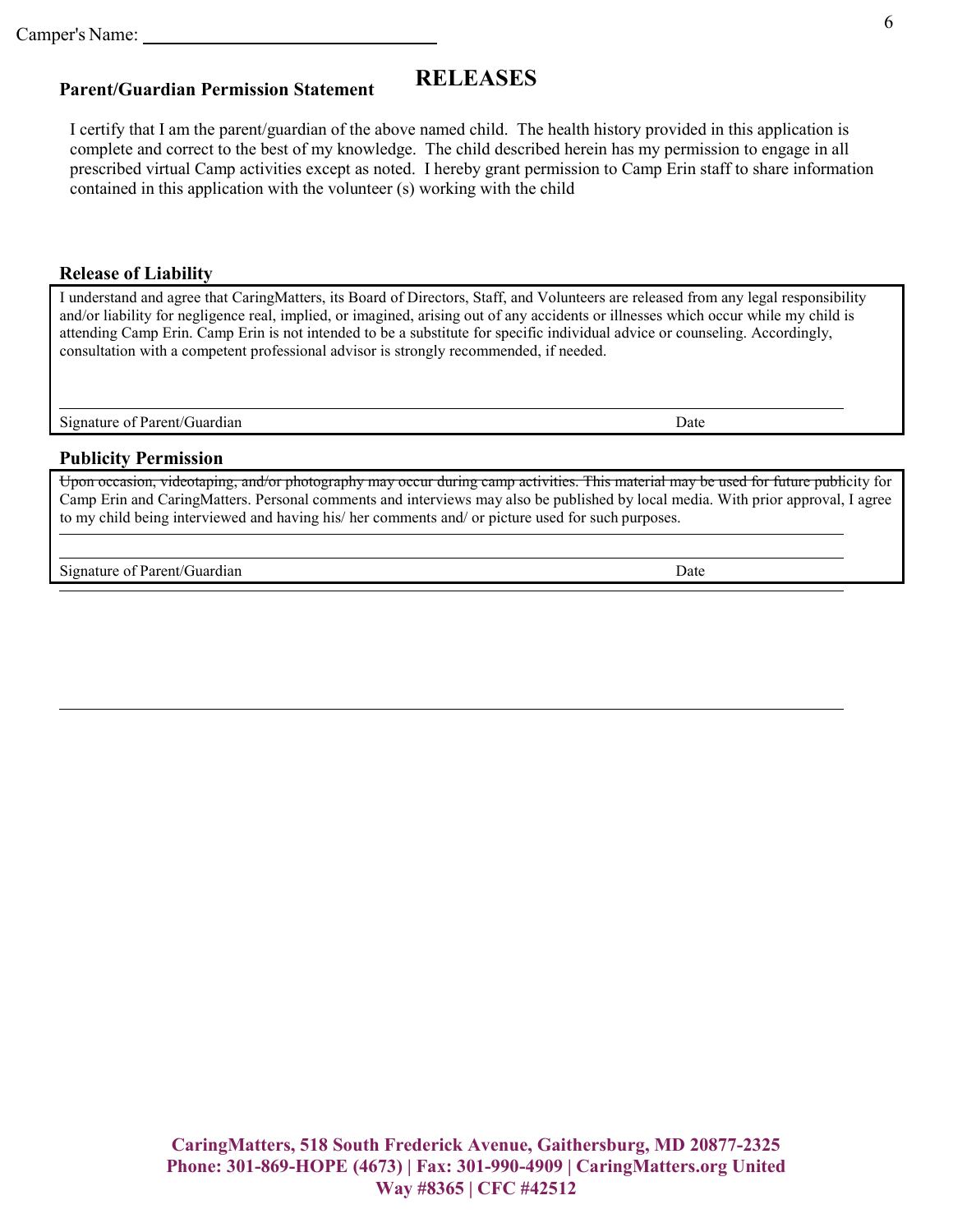Camper's Name: ______________________________

# RELEASES

**Parent/Guardian Permission Statement**

I certify that I am the parent/guardian of the above named child. The health history provided in this application is complete and correct to the best of my knowledge. The child described herein has my permission to engage in all prescribed virtual Camp activities except as noted. I hereby grant permission to Camp Erin staff to share information contained in this application with the volunteer (s) working with the child

**Release of Liability**

I understand and agree that CaringMatters, its Board of Directors, Staff, and Volunteers are released from any legal responsibility and/or liability for negligence real, implied, or imagined, arising out of any accidents or illnesses which occur while my child is attending Camp Erin. Camp Erin is not intended to be a substitute for specific individual advice or counseling. Accordingly, consultation with a competent professional advisor is strongly recommended, if needed.

______________________________________________________________________

Signature of Parent/Guardian                                                                                    Date

**Publicity Permission**

~~Upon occasion, videotaping, and/or photography may occur during camp activities. This material may be used for future publ~~icity for Camp Erin and CaringMatters. Personal comments and interviews may also be published by local media. With prior approval, I agree to my child being interviewed and having his/ her comments and/ or picture used for such purposes.

______________________________________________________________________

Signature of Parent/Guardian                                                                                    Date

**CaringMatters, 518 South Frederick Avenue, Gaithersburg, MD 20877-2325**
**Phone: 301-869-HOPE (4673) | Fax: 301-990-4909 | CaringMatters.org United Way #8365 | CFC #42512**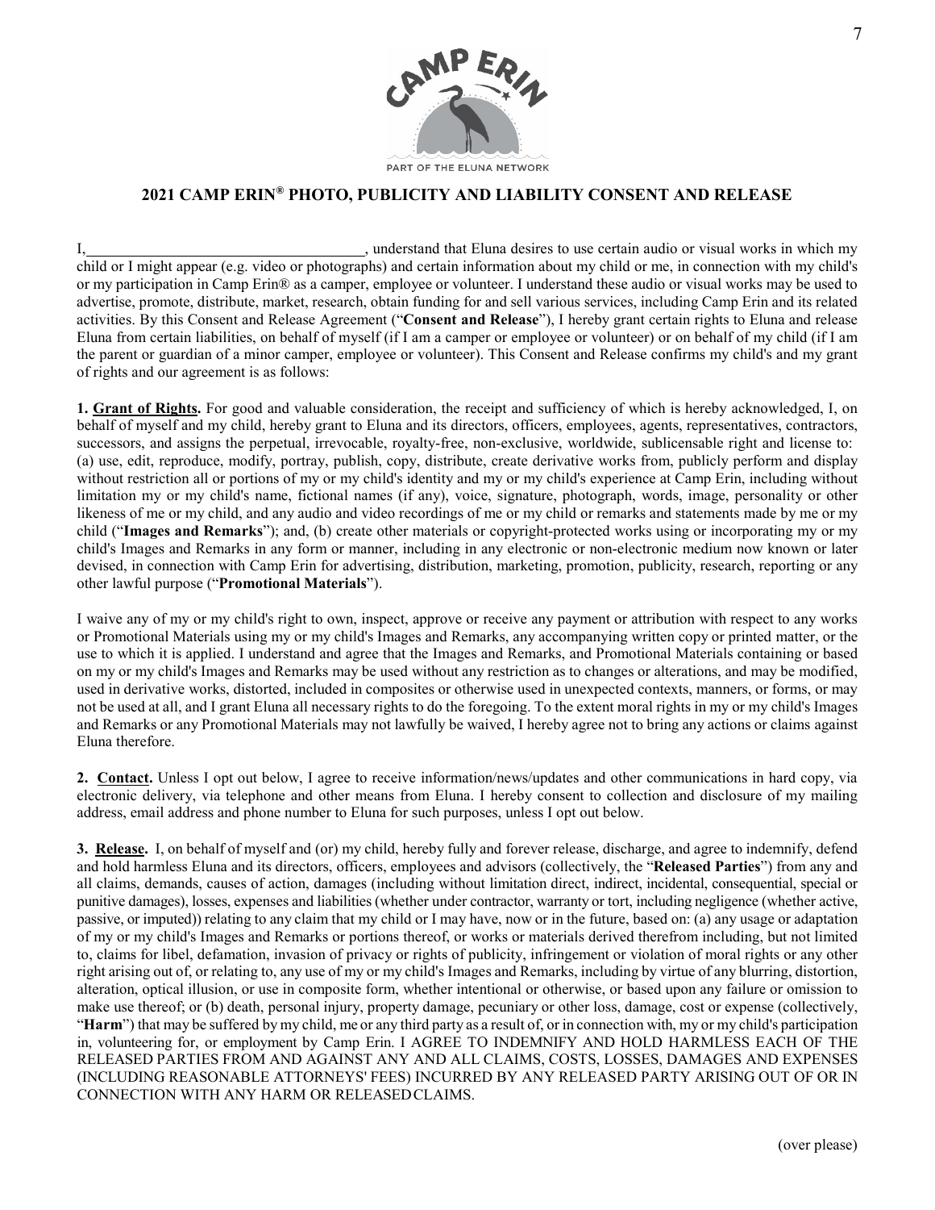## 2021 CAMP ERIN® PHOTO, PUBLICITY AND LIABILITY CONSENT AND RELEASE

I,\_\_\_\_\_\_\_\_\_\_\_\_\_\_\_\_\_\_\_\_\_\_\_\_\_\_\_\_\_\_\_\_\_\_\_\_, understand that Eluna desires to use certain audio or visual works in which my child or I might appear (e.g. video or photographs) and certain information about my child or me, in connection with my child's or my participation in Camp Erin® as a camper, employee or volunteer. I understand these audio or visual works may be used to advertise, promote, distribute, market, research, obtain funding for and sell various services, including Camp Erin and its related activities. By this Consent and Release Agreement ("**Consent and Release**"), I hereby grant certain rights to Eluna and release Eluna from certain liabilities, on behalf of myself (if I am a camper or employee or volunteer) or on behalf of my child (if I am the parent or guardian of a minor camper, employee or volunteer). This Consent and Release confirms my child's and my grant of rights and our agreement is as follows:

**1. Grant of Rights.** For good and valuable consideration, the receipt and sufficiency of which is hereby acknowledged, I, on behalf of myself and my child, hereby grant to Eluna and its directors, officers, employees, agents, representatives, contractors, successors, and assigns the perpetual, irrevocable, royalty-free, non-exclusive, worldwide, sublicensable right and license to: (a) use, edit, reproduce, modify, portray, publish, copy, distribute, create derivative works from, publicly perform and display without restriction all or portions of my or my child's identity and my or my child's experience at Camp Erin, including without limitation my or my child's name, fictional names (if any), voice, signature, photograph, words, image, personality or other likeness of me or my child, and any audio and video recordings of me or my child or remarks and statements made by me or my child ("**Images and Remarks**"); and, (b) create other materials or copyright-protected works using or incorporating my or my child's Images and Remarks in any form or manner, including in any electronic or non-electronic medium now known or later devised, in connection with Camp Erin for advertising, distribution, marketing, promotion, publicity, research, reporting or any other lawful purpose ("**Promotional Materials**").

I waive any of my or my child's right to own, inspect, approve or receive any payment or attribution with respect to any works or Promotional Materials using my or my child's Images and Remarks, any accompanying written copy or printed matter, or the use to which it is applied. I understand and agree that the Images and Remarks, and Promotional Materials containing or based on my or my child's Images and Remarks may be used without any restriction as to changes or alterations, and may be modified, used in derivative works, distorted, included in composites or otherwise used in unexpected contexts, manners, or forms, or may not be used at all, and I grant Eluna all necessary rights to do the foregoing. To the extent moral rights in my or my child's Images and Remarks or any Promotional Materials may not lawfully be waived, I hereby agree not to bring any actions or claims against Eluna therefore.

**2. Contact.** Unless I opt out below, I agree to receive information/news/updates and other communications in hard copy, via electronic delivery, via telephone and other means from Eluna. I hereby consent to collection and disclosure of my mailing address, email address and phone number to Eluna for such purposes, unless I opt out below.

**3. Release.** I, on behalf of myself and (or) my child, hereby fully and forever release, discharge, and agree to indemnify, defend and hold harmless Eluna and its directors, officers, employees and advisors (collectively, the "**Released Parties**") from any and all claims, demands, causes of action, damages (including without limitation direct, indirect, incidental, consequential, special or punitive damages), losses, expenses and liabilities (whether under contractor, warranty or tort, including negligence (whether active, passive, or imputed)) relating to any claim that my child or I may have, now or in the future, based on: (a) any usage or adaptation of my or my child's Images and Remarks or portions thereof, or works or materials derived therefrom including, but not limited to, claims for libel, defamation, invasion of privacy or rights of publicity, infringement or violation of moral rights or any other right arising out of, or relating to, any use of my or my child's Images and Remarks, including by virtue of any blurring, distortion, alteration, optical illusion, or use in composite form, whether intentional or otherwise, or based upon any failure or omission to make use thereof; or (b) death, personal injury, property damage, pecuniary or other loss, damage, cost or expense (collectively, "**Harm**") that may be suffered by my child, me or any third party as a result of, or in connection with, my or my child's participation in, volunteering for, or employment by Camp Erin. I AGREE TO INDEMNIFY AND HOLD HARMLESS EACH OF THE RELEASED PARTIES FROM AND AGAINST ANY AND ALL CLAIMS, COSTS, LOSSES, DAMAGES AND EXPENSES (INCLUDING REASONABLE ATTORNEYS' FEES) INCURRED BY ANY RELEASED PARTY ARISING OUT OF OR IN CONNECTION WITH ANY HARM OR RELEASED CLAIMS.

(over please)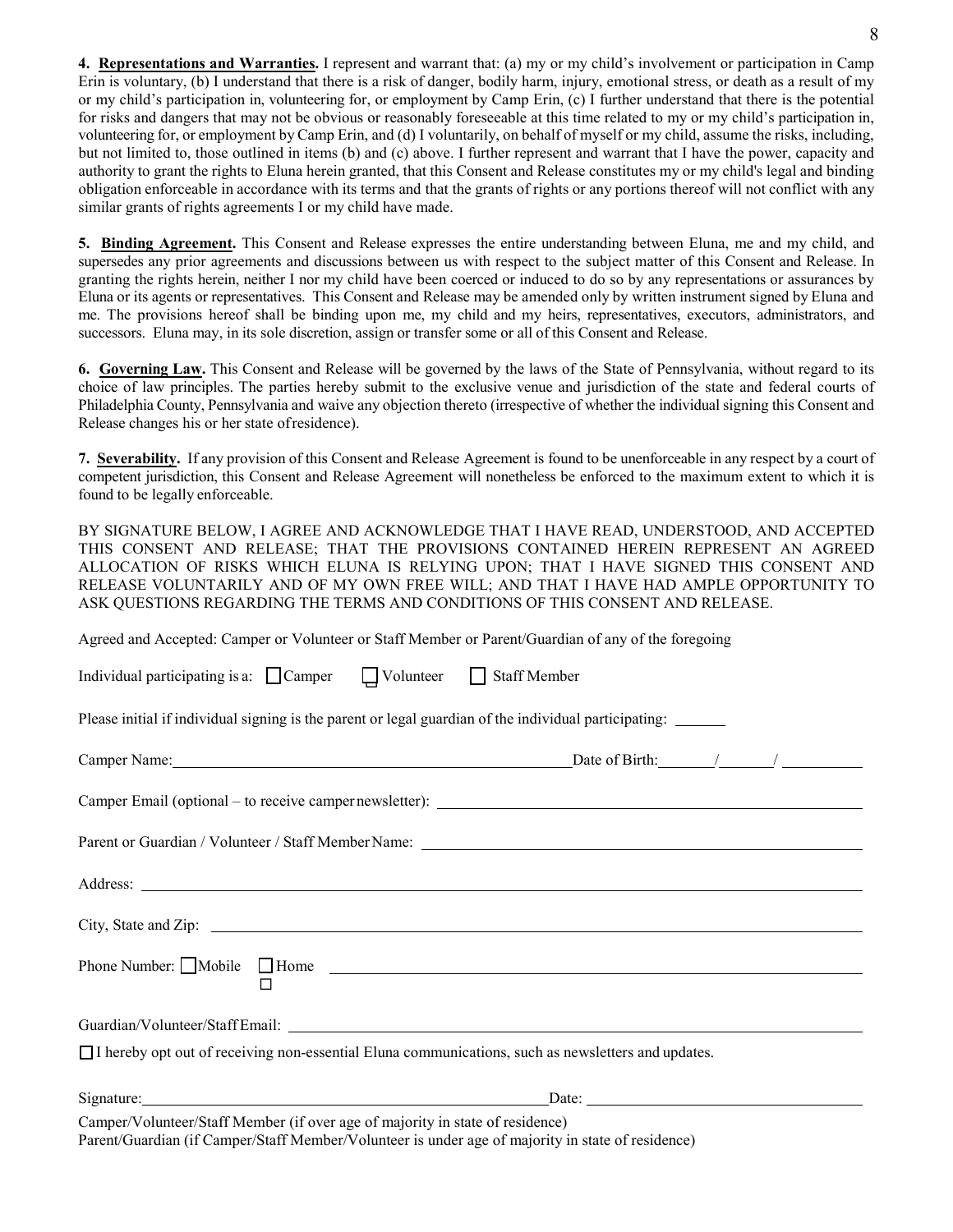**4. Representations and Warranties.** I represent and warrant that: (a) my or my child's involvement or participation in Camp Erin is voluntary, (b) I understand that there is a risk of danger, bodily harm, injury, emotional stress, or death as a result of my or my child's participation in, volunteering for, or employment by Camp Erin, (c) I further understand that there is the potential for risks and dangers that may not be obvious or reasonably foreseeable at this time related to my or my child's participation in, volunteering for, or employment by Camp Erin, and (d) I voluntarily, on behalf of myself or my child, assume the risks, including, but not limited to, those outlined in items (b) and (c) above. I further represent and warrant that I have the power, capacity and authority to grant the rights to Eluna herein granted, that this Consent and Release constitutes my or my child's legal and binding obligation enforceable in accordance with its terms and that the grants of rights or any portions thereof will not conflict with any similar grants of rights agreements I or my child have made.

**5. Binding Agreement.** This Consent and Release expresses the entire understanding between Eluna, me and my child, and supersedes any prior agreements and discussions between us with respect to the subject matter of this Consent and Release. In granting the rights herein, neither I nor my child have been coerced or induced to do so by any representations or assurances by Eluna or its agents or representatives. This Consent and Release may be amended only by written instrument signed by Eluna and me. The provisions hereof shall be binding upon me, my child and my heirs, representatives, executors, administrators, and successors. Eluna may, in its sole discretion, assign or transfer some or all of this Consent and Release.

**6. Governing Law.** This Consent and Release will be governed by the laws of the State of Pennsylvania, without regard to its choice of law principles. The parties hereby submit to the exclusive venue and jurisdiction of the state and federal courts of Philadelphia County, Pennsylvania and waive any objection thereto (irrespective of whether the individual signing this Consent and Release changes his or her state of residence).

**7. Severability.** If any provision of this Consent and Release Agreement is found to be unenforceable in any respect by a court of competent jurisdiction, this Consent and Release Agreement will nonetheless be enforced to the maximum extent to which it is found to be legally enforceable.

BY SIGNATURE BELOW, I AGREE AND ACKNOWLEDGE THAT I HAVE READ, UNDERSTOOD, AND ACCEPTED THIS CONSENT AND RELEASE; THAT THE PROVISIONS CONTAINED HEREIN REPRESENT AN AGREED ALLOCATION OF RISKS WHICH ELUNA IS RELYING UPON; THAT I HAVE SIGNED THIS CONSENT AND RELEASE VOLUNTARILY AND OF MY OWN FREE WILL; AND THAT I HAVE HAD AMPLE OPPORTUNITY TO ASK QUESTIONS REGARDING THE TERMS AND CONDITIONS OF THIS CONSENT AND RELEASE.

Agreed and Accepted: Camper or Volunteer or Staff Member or Parent/Guardian of any of the foregoing

Individual participating is a: ☐ Camper ☐ Volunteer ☐ Staff Member

Please initial if individual signing is the parent or legal guardian of the individual participating: ______

Camper Name: ________________________________ Date of Birth: ____/____/______

Camper Email (optional – to receive camper newsletter): ________________________________

Parent or Guardian / Volunteer / Staff Member Name: ________________________________

Address: ________________________________

City, State and Zip: ________________________________

Phone Number: ☐ Mobile ☐ Home ________________________________

Guardian/Volunteer/Staff Email: ________________________________

☐ I hereby opt out of receiving non-essential Eluna communications, such as newsletters and updates.

Signature: ________________________________ Date: ____________________

Camper/Volunteer/Staff Member (if over age of majority in state of residence)
Parent/Guardian (if Camper/Staff Member/Volunteer is under age of majority in state of residence)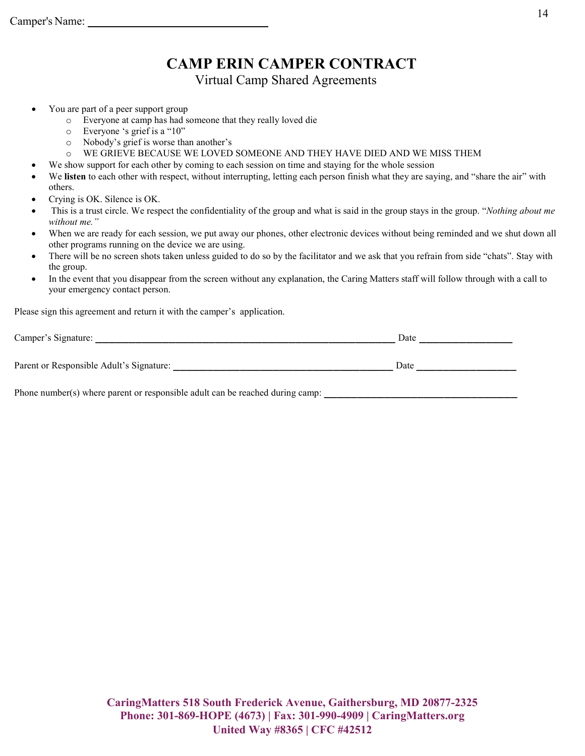Camper's Name: ______________________________

# CAMP ERIN CAMPER CONTRACT

## Virtual Camp Shared Agreements

- You are part of a peer support group
  - Everyone at camp has had someone that they really loved die
  - Everyone 's grief is a "10"
  - Nobody's grief is worse than another's
  - WE GRIEVE BECAUSE WE LOVED SOMEONE AND THEY HAVE DIED AND WE MISS THEM
- We show support for each other by coming to each session on time and staying for the whole session
- We **listen** to each other with respect, without interrupting, letting each person finish what they are saying, and "share the air" with others.
- Crying is OK. Silence is OK.
- This is a trust circle. We respect the confidentiality of the group and what is said in the group stays in the group. "*Nothing about me without me.*"
- When we are ready for each session, we put away our phones, other electronic devices without being reminded and we shut down all other programs running on the device we are using.
- There will be no screen shots taken unless guided to do so by the facilitator and we ask that you refrain from side "chats". Stay with the group.
- In the event that you disappear from the screen without any explanation, the Caring Matters staff will follow through with a call to your emergency contact person.

Please sign this agreement and return it with the camper's application.

Camper's Signature: ____________________________________________ Date ______________

Parent or Responsible Adult's Signature: ____________________________________ Date ______________

Phone number(s) where parent or responsible adult can be reached during camp: ______________________________

**CaringMatters 518 South Frederick Avenue, Gaithersburg, MD 20877-2325**
**Phone: 301-869-HOPE (4673) | Fax: 301-990-4909 | CaringMatters.org**
**United Way #8365 | CFC #42512**